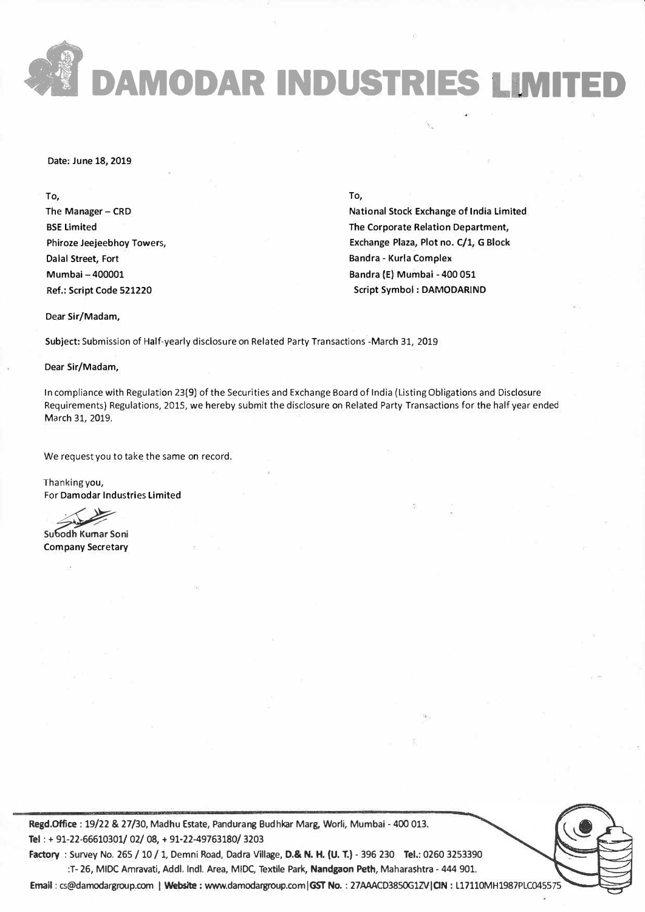# DAMODAR INDUSTRIES LIMITED

Date: June 18, 2019

To,
The Manager – CRD
BSE Limited
Phiroze Jeejeebhoy Towers,
Dalal Street, Fort
Mumbai – 400001
Ref.: Script Code 521220

To,
National Stock Exchange of India Limited
The Corporate Relation Department,
Exchange Plaza, Plot no. C/1, G Block
Bandra - Kurla Complex
Bandra (E) Mumbai - 400 051
Script Symbol : DAMODARIND

Dear Sir/Madam,

**Subject:** Submission of Half-yearly disclosure on Related Party Transactions -March 31, 2019

Dear Sir/Madam,

In compliance with Regulation 23(9) of the Securities and Exchange Board of India (Listing Obligations and Disclosure Requirements) Regulations, 2015, we hereby submit the disclosure on Related Party Transactions for the half year ended March 31, 2019.

We request you to take the same on record.

Thanking you,
For **Damodar Industries Limited**

**Subodh Kumar Soni**
**Company Secretary**

**Regd.Office** : 19/22 & 27/30, Madhu Estate, Pandurang Budhkar Marg, Worli, Mumbai - 400 013.
**Tel** : + 91-22-66610301/ 02/ 08, + 91-22-49763180/ 3203
**Factory** : Survey No. 265 / 10 / 1, Demni Road, Dadra Village, **D.& N. H. (U. T.)** - 396 230 **Tel.:** 0260 3253390
:T- 26, MIDC Amravati, Addl. Indl. Area, MIDC, Textile Park, **Nandgaon Peth**, Maharashtra - 444 901.
**Email** : cs@damodargroup.com | **Website** : www.damodargroup.com | **GST No.** : 27AAACD3850G1ZV | **CIN** : L17110MH1987PLC045575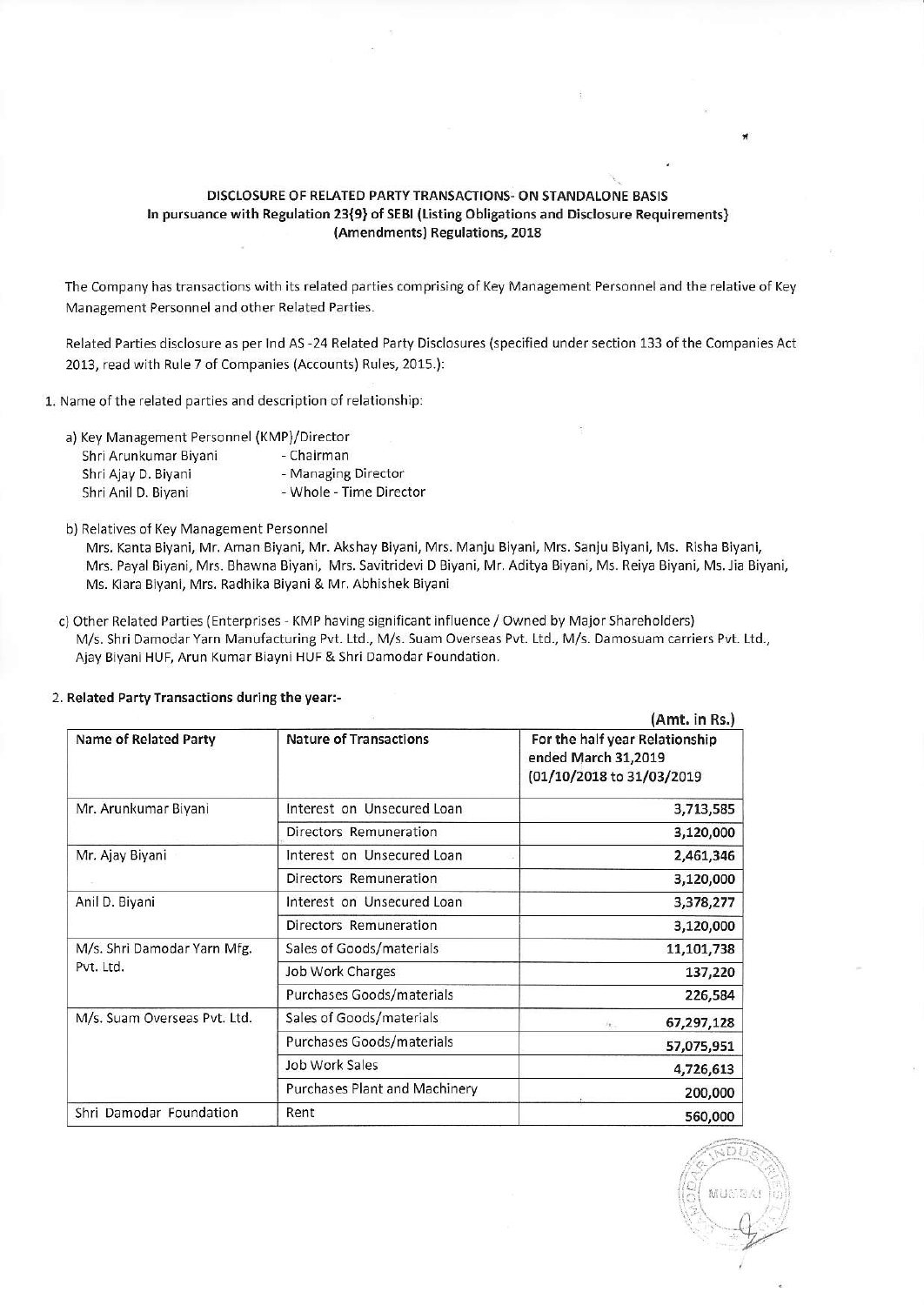**DISCLOSURE OF RELATED PARTY TRANSACTIONS- ON STANDALONE BASIS**
**In pursuance with Regulation 23(9) of SEBI (Listing Obligations and Disclosure Requirements) (Amendments) Regulations, 2018**

The Company has transactions with its related parties comprising of Key Management Personnel and the relative of Key Management Personnel and other Related Parties.

Related Parties disclosure as per Ind AS -24 Related Party Disclosures (specified under section 133 of the Companies Act 2013, read with Rule 7 of Companies (Accounts) Rules, 2015.):

1. Name of the related parties and description of relationship:

   a) Key Management Personnel (KMP)/Director
      Shri Arunkumar Biyani - Chairman
      Shri Ajay D. Biyani - Managing Director
      Shri Anil D. Biyani - Whole - Time Director

   b) Relatives of Key Management Personnel
      Mrs. Kanta Biyani, Mr. Aman Biyani, Mr. Akshay Biyani, Mrs. Manju Biyani, Mrs. Sanju Biyani, Ms. Risha Biyani, Mrs. Payal Biyani, Mrs. Bhawna Biyani, Mrs. Savitridevi D Biyani, Mr. Aditya Biyani, Ms. Reiya Biyani, Ms. Jia Biyani, Ms. Kiara Biyani, Mrs. Radhika Biyani & Mr. Abhishek Biyani

   c) Other Related Parties (Enterprises - KMP having significant influence / Owned by Major Shareholders)
      M/s. Shri Damodar Yarn Manufacturing Pvt. Ltd., M/s. Suam Overseas Pvt. Ltd., M/s. Damosuam carriers Pvt. Ltd., Ajay Biyani HUF, Arun Kumar Biayni HUF & Shri Damodar Foundation.

2. **Related Party Transactions during the year:-**

**(Amt. in Rs.)**

| Name of Related Party | Nature of Transactions | For the half year Relationship ended March 31,2019 (01/10/2018 to 31/03/2019 |
|---|---|---|
| Mr. Arunkumar Biyani | Interest on Unsecured Loan | 3,713,585 |
| | Directors Remuneration | 3,120,000 |
| Mr. Ajay Biyani | Interest on Unsecured Loan | 2,461,346 |
| | Directors Remuneration | 3,120,000 |
| Anil D. Biyani | Interest on Unsecured Loan | 3,378,277 |
| | Directors Remuneration | 3,120,000 |
| M/s. Shri Damodar Yarn Mfg. Pvt. Ltd. | Sales of Goods/materials | 11,101,738 |
| | Job Work Charges | 137,220 |
| | Purchases Goods/materials | 226,584 |
| M/s. Suam Overseas Pvt. Ltd. | Sales of Goods/materials | 67,297,128 |
| | Purchases Goods/materials | 57,075,951 |
| | Job Work Sales | 4,726,613 |
| | Purchases Plant and Machinery | 200,000 |
| Shri Damodar Foundation | Rent | 560,000 |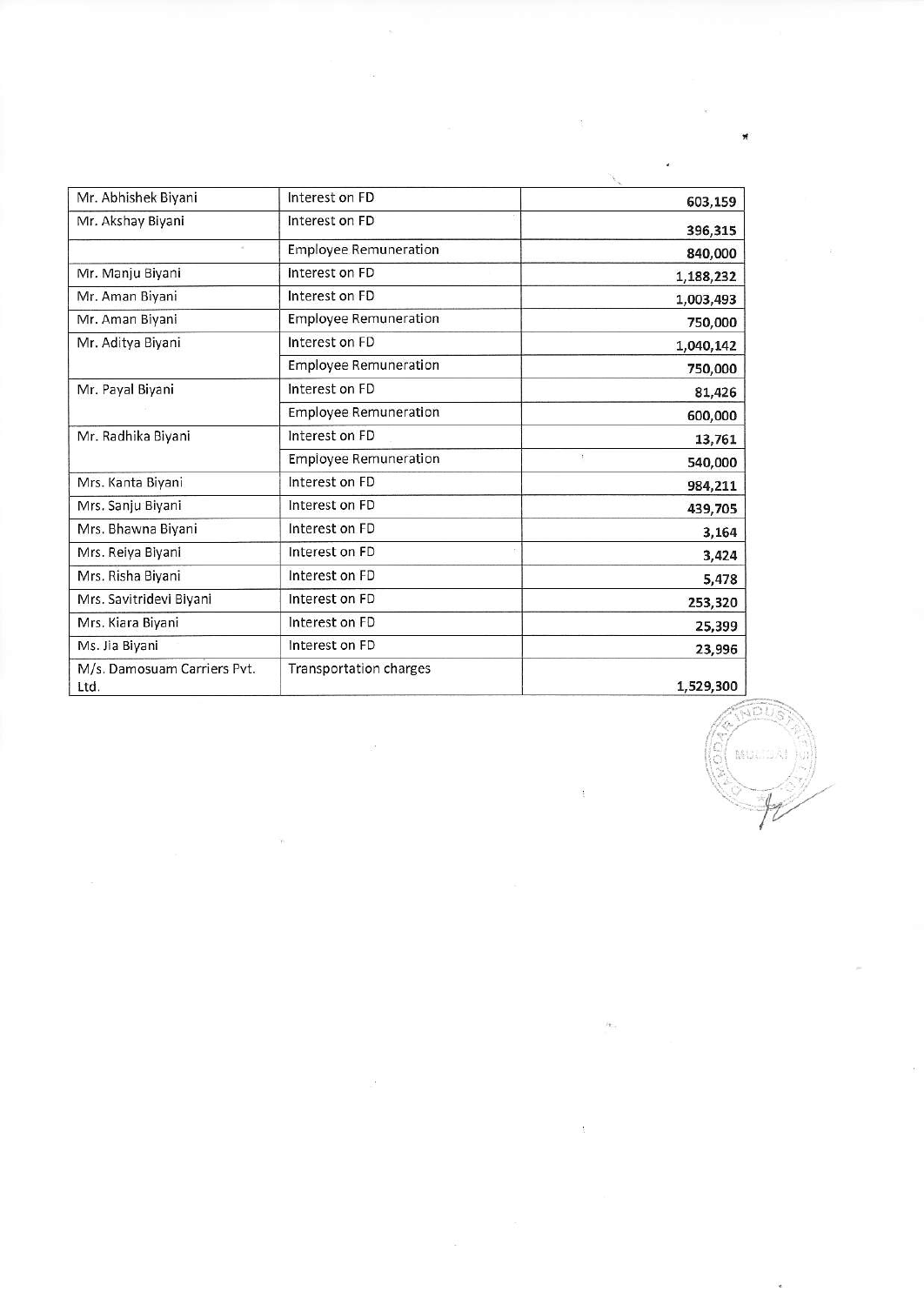| | | |
|---|---|---|
| Mr. Abhishek Biyani | Interest on FD | 603,159 |
| Mr. Akshay Biyani | Interest on FD | 396,315 |
| | Employee Remuneration | 840,000 |
| Mr. Manju Biyani | Interest on FD | 1,188,232 |
| Mr. Aman Biyani | Interest on FD | 1,003,493 |
| Mr. Aman Biyani | Employee Remuneration | 750,000 |
| Mr. Aditya Biyani | Interest on FD | 1,040,142 |
| | Employee Remuneration | 750,000 |
| Mr. Payal Biyani | Interest on FD | 81,426 |
| | Employee Remuneration | 600,000 |
| Mr. Radhika Biyani | Interest on FD | 13,761 |
| | Employee Remuneration | 540,000 |
| Mrs. Kanta Biyani | Interest on FD | 984,211 |
| Mrs. Sanju Biyani | Interest on FD | 439,705 |
| Mrs. Bhawna Biyani | Interest on FD | 3,164 |
| Mrs. Reiya Biyani | Interest on FD | 3,424 |
| Mrs. Risha Biyani | Interest on FD | 5,478 |
| Mrs. Savitridevi Biyani | Interest on FD | 253,320 |
| Mrs. Kiara Biyani | Interest on FD | 25,399 |
| Ms. Jia Biyani | Interest on FD | 23,996 |
| M/s. Damosuam Carriers Pvt. Ltd. | Transportation charges | 1,529,300 |